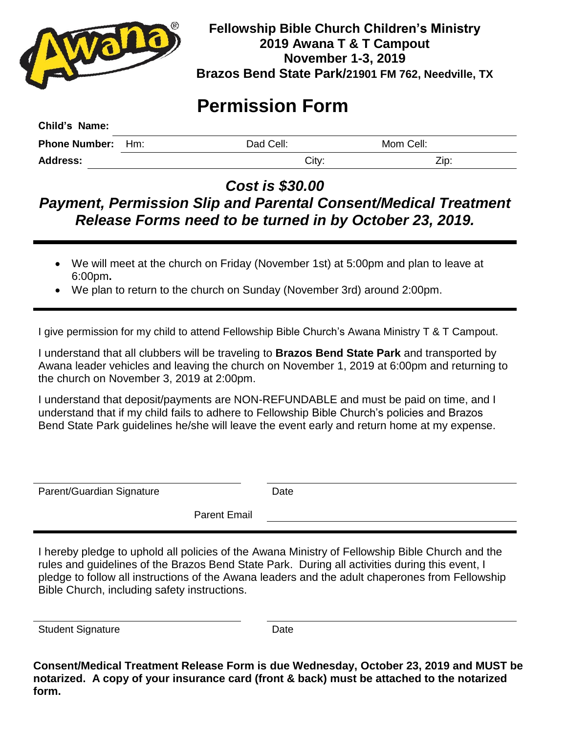**Fellowship Bible Church Children's Ministry**
**2019 Awana T & T Campout**
**November 1-3, 2019**
**Brazos Bend State Park/21901 FM 762, Needville, TX**

# Permission Form

**Child's Name:** ______________________________

**Phone Number:** Hm: ______________ Dad Cell: ______________ Mom Cell: ______________

**Address:** ______________ City: ______________ Zip: ______________

## *Cost is $30.00*

## *Payment, Permission Slip and Parental Consent/Medical Treatment Release Forms need to be turned in by October 23, 2019.*

---

- We will meet at the church on Friday (November 1st) at 5:00pm and plan to leave at 6:00pm**.**
- We plan to return to the church on Sunday (November 3rd) around 2:00pm.

---

I give permission for my child to attend Fellowship Bible Church's Awana Ministry T & T Campout.

I understand that all clubbers will be traveling to **Brazos Bend State Park** and transported by Awana leader vehicles and leaving the church on November 1, 2019 at 6:00pm and returning to the church on November 3, 2019 at 2:00pm.

I understand that deposit/payments are NON-REFUNDABLE and must be paid on time, and I understand that if my child fails to adhere to Fellowship Bible Church's policies and Brazos Bend State Park guidelines he/she will leave the event early and return home at my expense.

______________________________ ______________________________
Parent/Guardian Signature Date

Parent Email ______________________________

---

I hereby pledge to uphold all policies of the Awana Ministry of Fellowship Bible Church and the rules and guidelines of the Brazos Bend State Park. During all activities during this event, I pledge to follow all instructions of the Awana leaders and the adult chaperones from Fellowship Bible Church, including safety instructions.

______________________________ ______________________________
Student Signature Date

**Consent/Medical Treatment Release Form is due Wednesday, October 23, 2019 and MUST be notarized. A copy of your insurance card (front & back) must be attached to the notarized form.**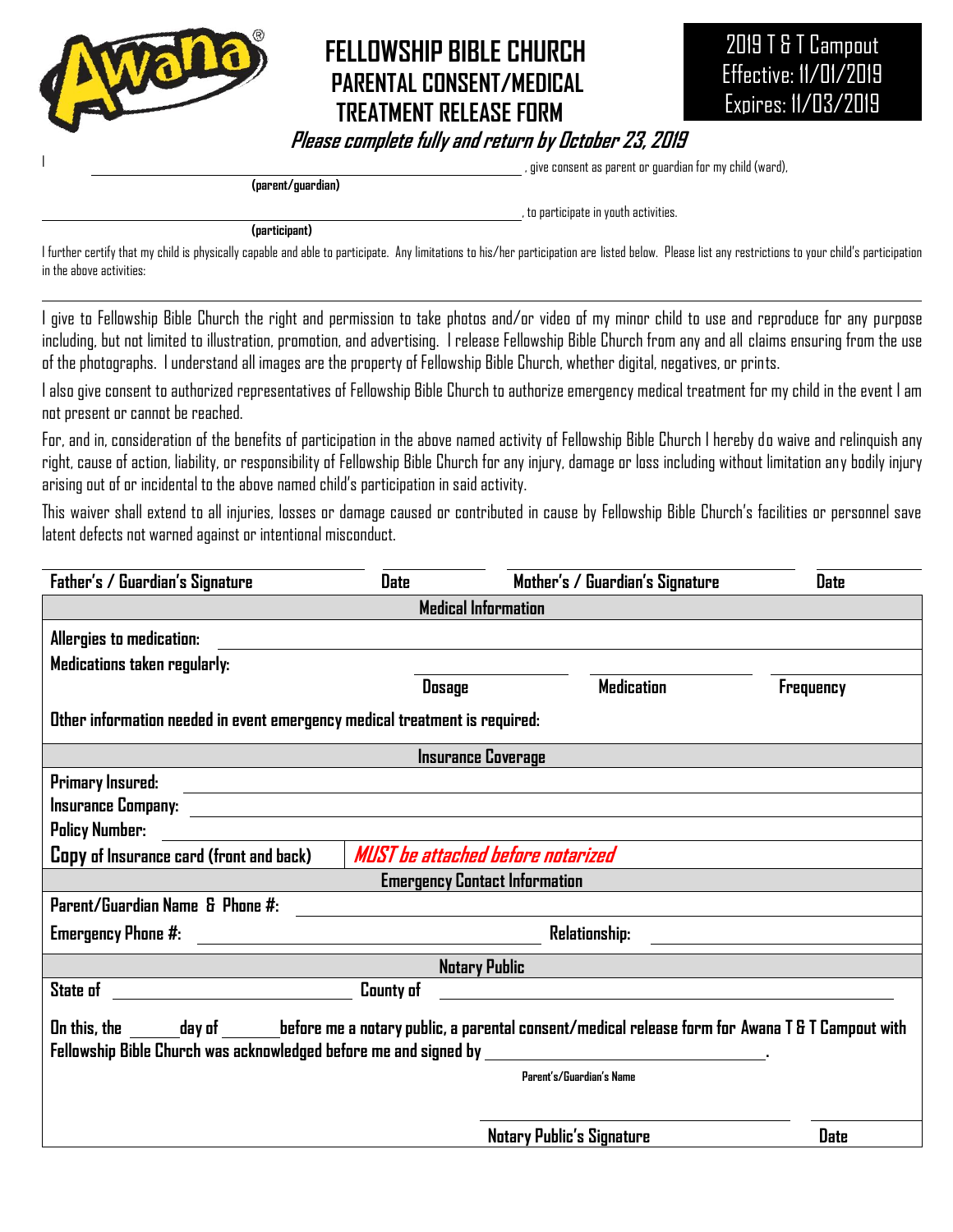# FELLOWSHIP BIBLE CHURCH PARENTAL CONSENT/MEDICAL TREATMENT RELEASE FORM

2019 T & T Campout
Effective: 11/01/2019
Expires: 11/03/2019

***Please complete fully and return by October 23, 2019***

I ______________________________, give consent as parent or guardian for my child (ward),
**(parent/guardian)**

______________________________, to participate in youth activities.
**(participant)**

I further certify that my child is physically capable and able to participate. Any limitations to his/her participation are listed below. Please list any restrictions to your child's participation in the above activities:

______________________________

I give to Fellowship Bible Church the right and permission to take photos and/or video of my minor child to use and reproduce for any purpose including, but not limited to illustration, promotion, and advertising. I release Fellowship Bible Church from any and all claims ensuring from the use of the photographs. I understand all images are the property of Fellowship Bible Church, whether digital, negatives, or prints.

I also give consent to authorized representatives of Fellowship Bible Church to authorize emergency medical treatment for my child in the event I am not present or cannot be reached.

For, and in, consideration of the benefits of participation in the above named activity of Fellowship Bible Church I hereby do waive and relinquish any right, cause of action, liability, or responsibility of Fellowship Bible Church for any injury, damage or loss including without limitation any bodily injury arising out of or incidental to the above named child's participation in said activity.

This waiver shall extend to all injuries, losses or damage caused or contributed in cause by Fellowship Bible Church's facilities or personnel save latent defects not warned against or intentional misconduct.

| **Father's / Guardian's Signature** | **Date** | **Mother's / Guardian's Signature** | **Date** |
|---|---|---|---|

## Medical Information

**Allergies to medication:** ______________________________

**Medications taken regularly:**

| **Dosage** | **Medication** | **Frequency** |
|---|---|---|
| | | |

**Other information needed in event emergency medical treatment is required:**

## Insurance Coverage

**Primary Insured:** ______________________________

**Insurance Company:** ______________________________

**Policy Number:** ______________________________

**Copy of Insurance card (front and back)** ***MUST be attached before notarized***

## Emergency Contact Information

**Parent/Guardian Name & Phone #:** ______________________________

**Emergency Phone #:** ______________________________ **Relationship:** ______________________________

## Notary Public

**State of** ______________________________ **County of** ______________________________

**On this, the ______ day of ______ before me a notary public, a parental consent/medical release form for Awana T & T Campout with Fellowship Bible Church was acknowledged before me and signed by ______________________________.**

**Parent's/Guardian's Name**

| **Notary Public's Signature** | **Date** |
|---|---|